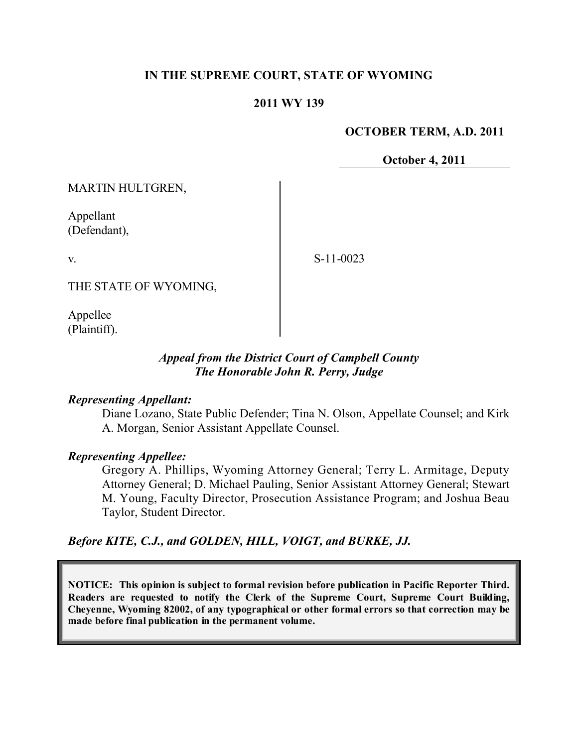**IN THE SUPREME COURT, STATE OF WYOMING**

**2011 WY 139**

**OCTOBER TERM, A.D. 2011**

**October 4, 2011**

MARTIN HULTGREN,

Appellant
(Defendant),

v.

THE STATE OF WYOMING,

Appellee
(Plaintiff).

S-11-0023

*Appeal from the District Court of Campbell County*
*The Honorable John R. Perry, Judge*

***Representing Appellant:***

Diane Lozano, State Public Defender; Tina N. Olson, Appellate Counsel; and Kirk A. Morgan, Senior Assistant Appellate Counsel.

***Representing Appellee:***

Gregory A. Phillips, Wyoming Attorney General; Terry L. Armitage, Deputy Attorney General; D. Michael Pauling, Senior Assistant Attorney General; Stewart M. Young, Faculty Director, Prosecution Assistance Program; and Joshua Beau Taylor, Student Director.

***Before KITE, C.J., and GOLDEN, HILL, VOIGT, and BURKE, JJ.***

**NOTICE: This opinion is subject to formal revision before publication in Pacific Reporter Third. Readers are requested to notify the Clerk of the Supreme Court, Supreme Court Building, Cheyenne, Wyoming 82002, of any typographical or other formal errors so that correction may be made before final publication in the permanent volume.**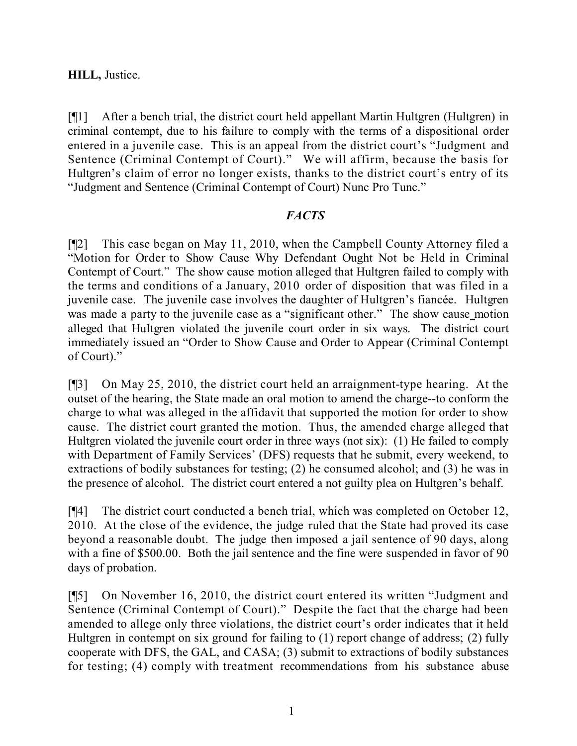**HILL,** Justice.

[¶1] After a bench trial, the district court held appellant Martin Hultgren (Hultgren) in criminal contempt, due to his failure to comply with the terms of a dispositional order entered in a juvenile case. This is an appeal from the district court's "Judgment and Sentence (Criminal Contempt of Court)." We will affirm, because the basis for Hultgren's claim of error no longer exists, thanks to the district court's entry of its "Judgment and Sentence (Criminal Contempt of Court) Nunc Pro Tunc."

## *FACTS*

[¶2] This case began on May 11, 2010, when the Campbell County Attorney filed a "Motion for Order to Show Cause Why Defendant Ought Not be Held in Criminal Contempt of Court." The show cause motion alleged that Hultgren failed to comply with the terms and conditions of a January, 2010 order of disposition that was filed in a juvenile case. The juvenile case involves the daughter of Hultgren's fiancée. Hultgren was made a party to the juvenile case as a "significant other." The show cause motion alleged that Hultgren violated the juvenile court order in six ways. The district court immediately issued an "Order to Show Cause and Order to Appear (Criminal Contempt of Court)."

[¶3] On May 25, 2010, the district court held an arraignment-type hearing. At the outset of the hearing, the State made an oral motion to amend the charge--to conform the charge to what was alleged in the affidavit that supported the motion for order to show cause. The district court granted the motion. Thus, the amended charge alleged that Hultgren violated the juvenile court order in three ways (not six): (1) He failed to comply with Department of Family Services' (DFS) requests that he submit, every weekend, to extractions of bodily substances for testing; (2) he consumed alcohol; and (3) he was in the presence of alcohol. The district court entered a not guilty plea on Hultgren's behalf.

[¶4] The district court conducted a bench trial, which was completed on October 12, 2010. At the close of the evidence, the judge ruled that the State had proved its case beyond a reasonable doubt. The judge then imposed a jail sentence of 90 days, along with a fine of $500.00. Both the jail sentence and the fine were suspended in favor of 90 days of probation.

[¶5] On November 16, 2010, the district court entered its written "Judgment and Sentence (Criminal Contempt of Court)." Despite the fact that the charge had been amended to allege only three violations, the district court's order indicates that it held Hultgren in contempt on six ground for failing to (1) report change of address; (2) fully cooperate with DFS, the GAL, and CASA; (3) submit to extractions of bodily substances for testing; (4) comply with treatment recommendations from his substance abuse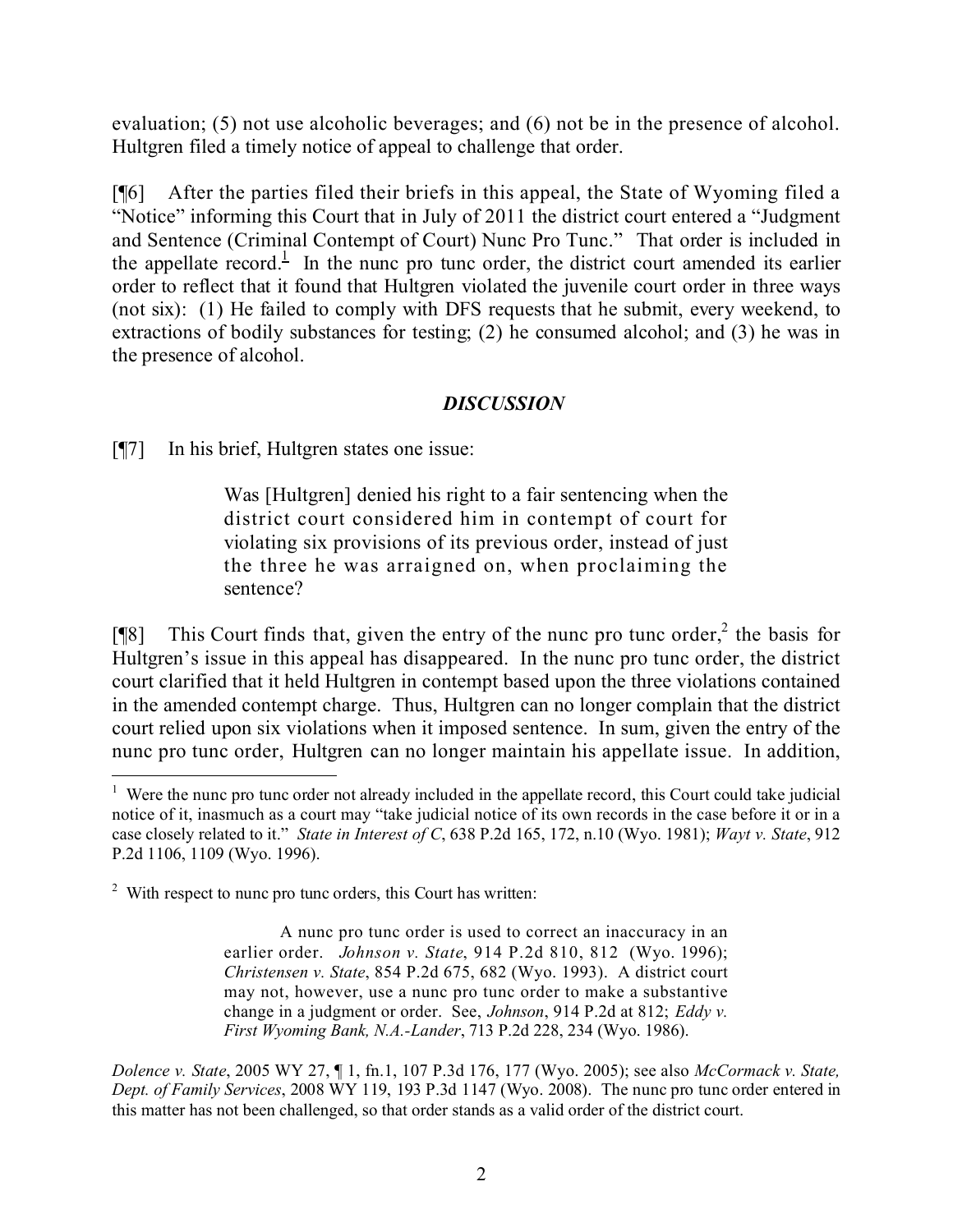evaluation; (5) not use alcoholic beverages; and (6) not be in the presence of alcohol. Hultgren filed a timely notice of appeal to challenge that order.

[¶6] After the parties filed their briefs in this appeal, the State of Wyoming filed a "Notice" informing this Court that in July of 2011 the district court entered a "Judgment and Sentence (Criminal Contempt of Court) Nunc Pro Tunc." That order is included in the appellate record.[1] In the nunc pro tunc order, the district court amended its earlier order to reflect that it found that Hultgren violated the juvenile court order in three ways (not six): (1) He failed to comply with DFS requests that he submit, every weekend, to extractions of bodily substances for testing; (2) he consumed alcohol; and (3) he was in the presence of alcohol.

## *DISCUSSION*

[¶7] In his brief, Hultgren states one issue:

> Was [Hultgren] denied his right to a fair sentencing when the district court considered him in contempt of court for violating six provisions of its previous order, instead of just the three he was arraigned on, when proclaiming the sentence?

[¶8] This Court finds that, given the entry of the nunc pro tunc order,[2] the basis for Hultgren's issue in this appeal has disappeared. In the nunc pro tunc order, the district court clarified that it held Hultgren in contempt based upon the three violations contained in the amended contempt charge. Thus, Hultgren can no longer complain that the district court relied upon six violations when it imposed sentence. In sum, given the entry of the nunc pro tunc order, Hultgren can no longer maintain his appellate issue. In addition,

---

[1] Were the nunc pro tunc order not already included in the appellate record, this Court could take judicial notice of it, inasmuch as a court may "take judicial notice of its own records in the case before it or in a case closely related to it." *State in Interest of C*, 638 P.2d 165, 172, n.10 (Wyo. 1981); *Wayt v. State*, 912 P.2d 1106, 1109 (Wyo. 1996).

[2] With respect to nunc pro tunc orders, this Court has written:

> A nunc pro tunc order is used to correct an inaccuracy in an earlier order. *Johnson v. State*, 914 P.2d 810, 812 (Wyo. 1996); *Christensen v. State*, 854 P.2d 675, 682 (Wyo. 1993). A district court may not, however, use a nunc pro tunc order to make a substantive change in a judgment or order. See, *Johnson*, 914 P.2d at 812; *Eddy v. First Wyoming Bank, N.A.-Lander*, 713 P.2d 228, 234 (Wyo. 1986).

*Dolence v. State*, 2005 WY 27, ¶ 1, fn.1, 107 P.3d 176, 177 (Wyo. 2005); see also *McCormack v. State, Dept. of Family Services*, 2008 WY 119, 193 P.3d 1147 (Wyo. 2008). The nunc pro tunc order entered in this matter has not been challenged, so that order stands as a valid order of the district court.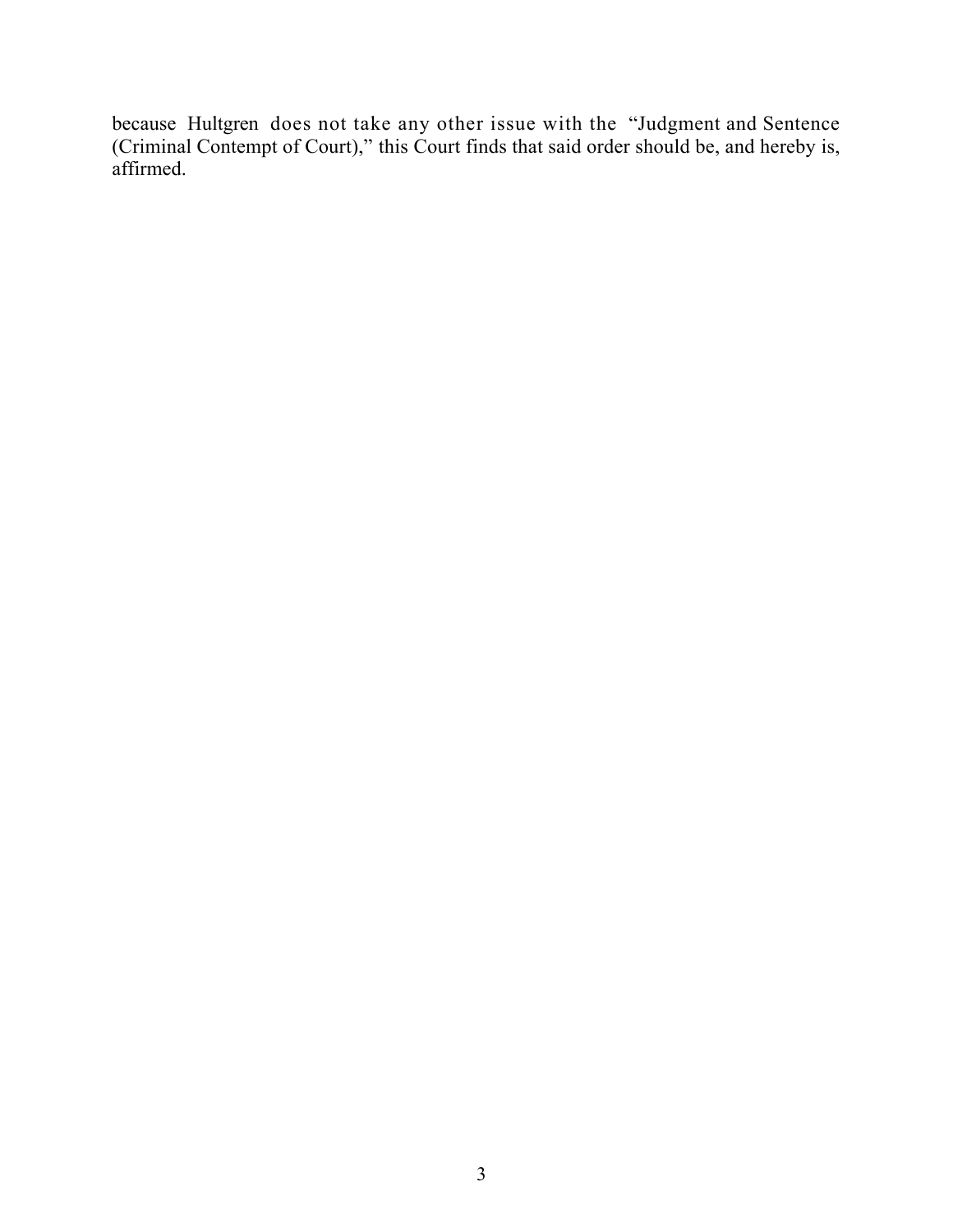because Hultgren does not take any other issue with the "Judgment and Sentence (Criminal Contempt of Court)," this Court finds that said order should be, and hereby is, affirmed.